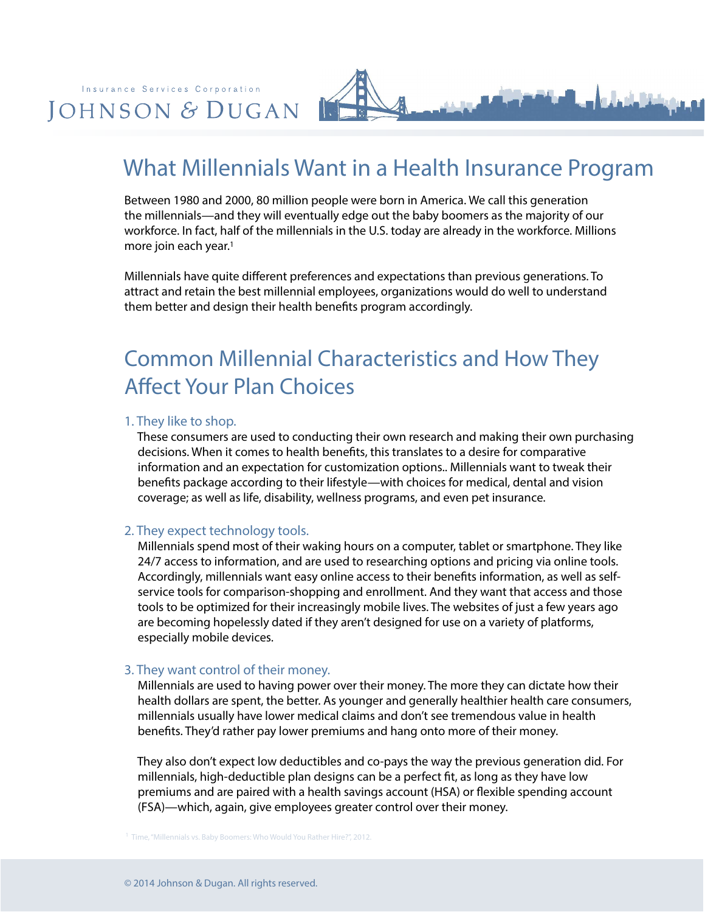Insurance Services Corporation

JOHNSON & DUGAN

# What Millennials Want in a Health Insurance Program

Between 1980 and 2000, 80 million people were born in America. We call this generation the millennials—and they will eventually edge out the baby boomers as the majority of our workforce. In fact, half of the millennials in the U.S. today are already in the workforce. Millions more join each year.[1]

Millennials have quite different preferences and expectations than previous generations. To attract and retain the best millennial employees, organizations would do well to understand them better and design their health benefits program accordingly.

## Common Millennial Characteristics and How They Affect Your Plan Choices

### 1. They like to shop.

These consumers are used to conducting their own research and making their own purchasing decisions. When it comes to health benefits, this translates to a desire for comparative information and an expectation for customization options.. Millennials want to tweak their benefits package according to their lifestyle—with choices for medical, dental and vision coverage; as well as life, disability, wellness programs, and even pet insurance.

### 2. They expect technology tools.

Millennials spend most of their waking hours on a computer, tablet or smartphone. They like 24/7 access to information, and are used to researching options and pricing via online tools. Accordingly, millennials want easy online access to their benefits information, as well as self-service tools for comparison-shopping and enrollment. And they want that access and those tools to be optimized for their increasingly mobile lives. The websites of just a few years ago are becoming hopelessly dated if they aren't designed for use on a variety of platforms, especially mobile devices.

### 3. They want control of their money.

Millennials are used to having power over their money. The more they can dictate how their health dollars are spent, the better. As younger and generally healthier health care consumers, millennials usually have lower medical claims and don't see tremendous value in health benefits. They'd rather pay lower premiums and hang onto more of their money.

They also don't expect low deductibles and co-pays the way the previous generation did. For millennials, high-deductible plan designs can be a perfect fit, as long as they have low premiums and are paired with a health savings account (HSA) or flexible spending account (FSA)—which, again, give employees greater control over their money.

[1] Time, "Millennials vs. Baby Boomers: Who Would You Rather Hire?", 2012.

© 2014 Johnson & Dugan. All rights reserved.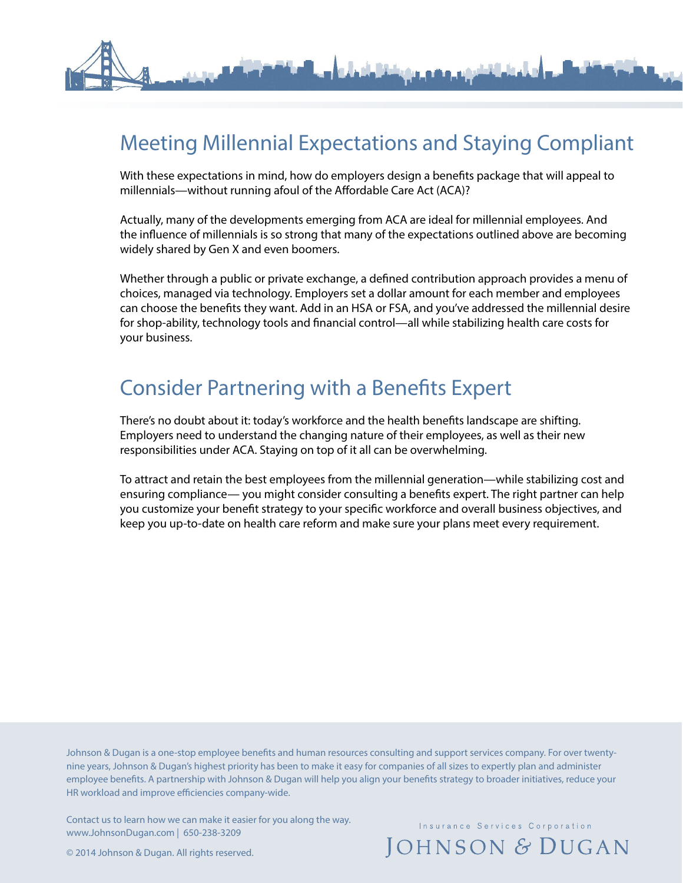## Meeting Millennial Expectations and Staying Compliant

With these expectations in mind, how do employers design a benefits package that will appeal to millennials—without running afoul of the Affordable Care Act (ACA)?

Actually, many of the developments emerging from ACA are ideal for millennial employees. And the influence of millennials is so strong that many of the expectations outlined above are becoming widely shared by Gen X and even boomers.

Whether through a public or private exchange, a defined contribution approach provides a menu of choices, managed via technology. Employers set a dollar amount for each member and employees can choose the benefits they want. Add in an HSA or FSA, and you've addressed the millennial desire for shop-ability, technology tools and financial control—all while stabilizing health care costs for your business.

## Consider Partnering with a Benefits Expert

There's no doubt about it: today's workforce and the health benefits landscape are shifting. Employers need to understand the changing nature of their employees, as well as their new responsibilities under ACA. Staying on top of it all can be overwhelming.

To attract and retain the best employees from the millennial generation—while stabilizing cost and ensuring compliance— you might consider consulting a benefits expert. The right partner can help you customize your benefit strategy to your specific workforce and overall business objectives, and keep you up-to-date on health care reform and make sure your plans meet every requirement.

Johnson & Dugan is a one-stop employee benefits and human resources consulting and support services company. For over twenty-nine years, Johnson & Dugan's highest priority has been to make it easy for companies of all sizes to expertly plan and administer employee benefits. A partnership with Johnson & Dugan will help you align your benefits strategy to broader initiatives, reduce your HR workload and improve efficiencies company-wide.

Contact us to learn how we can make it easier for you along the way.
www.JohnsonDugan.com | 650-238-3209

© 2014 Johnson & Dugan. All rights reserved.

Insurance Services Corporation
JOHNSON & DUGAN